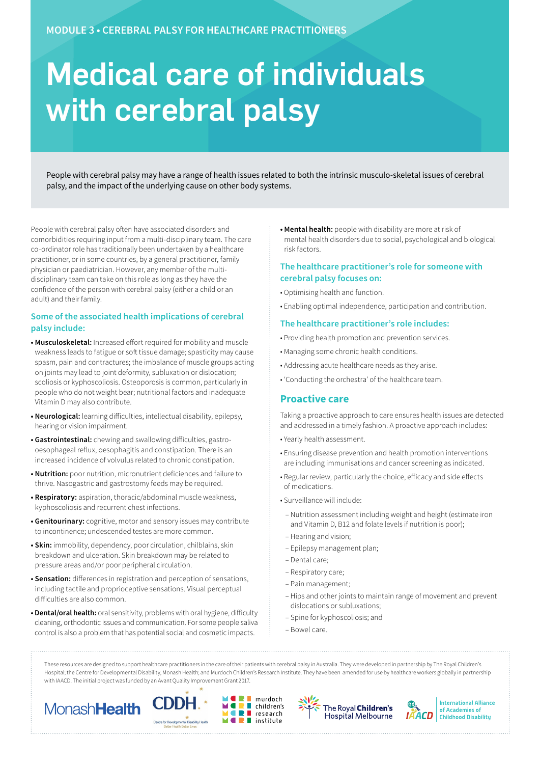MODULE 3 • CEREBRAL PALSY FOR HEALTHCARE PRACTITIONERS

# Medical care of individuals with cerebral palsy

People with cerebral palsy may have a range of health issues related to both the intrinsic musculo-skeletal issues of cerebral palsy, and the impact of the underlying cause on other body systems.

People with cerebral palsy often have associated disorders and comorbidities requiring input from a multi-disciplinary team. The care co-ordinator role has traditionally been undertaken by a healthcare practitioner, or in some countries, by a general practitioner, family physician or paediatrician. However, any member of the multi-disciplinary team can take on this role as long as they have the confidence of the person with cerebral palsy (either a child or an adult) and their family.

### Some of the associated health implications of cerebral palsy include:

- **Musculoskeletal:** Increased effort required for mobility and muscle weakness leads to fatigue or soft tissue damage; spasticity may cause spasm, pain and contractures; the imbalance of muscle groups acting on joints may lead to joint deformity, subluxation or dislocation; scoliosis or kyphoscoliosis. Osteoporosis is common, particularly in people who do not weight bear; nutritional factors and inadequate Vitamin D may also contribute.
- **Neurological:** learning difficulties, intellectual disability, epilepsy, hearing or vision impairment.
- **Gastrointestinal:** chewing and swallowing difficulties, gastro-oesophageal reflux, oesophagitis and constipation. There is an increased incidence of volvulus related to chronic constipation.
- **Nutrition:** poor nutrition, micronutrient deficiences and failure to thrive. Nasogastric and gastrostomy feeds may be required.
- **Respiratory:** aspiration, thoracic/abdominal muscle weakness, kyphoscoliosis and recurrent chest infections.
- **Genitourinary:** cognitive, motor and sensory issues may contribute to incontinence; undescended testes are more common.
- **Skin:** immobility, dependency, poor circulation, chilblains, skin breakdown and ulceration. Skin breakdown may be related to pressure areas and/or poor peripheral circulation.
- **Sensation:** differences in registration and perception of sensations, including tactile and proprioceptive sensations. Visual perceptual difficulties are also common.
- **Dental/oral health:** oral sensitivity, problems with oral hygiene, difficulty cleaning, orthodontic issues and communication. For some people saliva control is also a problem that has potential social and cosmetic impacts.
- **Mental health:** people with disability are more at risk of mental health disorders due to social, psychological and biological risk factors.

### The healthcare practitioner's role for someone with cerebral palsy focuses on:

- Optimising health and function.
- Enabling optimal independence, participation and contribution.

### The healthcare practitioner's role includes:

- Providing health promotion and prevention services.
- Managing some chronic health conditions.
- Addressing acute healthcare needs as they arise.
- 'Conducting the orchestra' of the healthcare team.

## Proactive care

Taking a proactive approach to care ensures health issues are detected and addressed in a timely fashion. A proactive approach includes:

- Yearly health assessment.
- Ensuring disease prevention and health promotion interventions are including immunisations and cancer screening as indicated.
- Regular review, particularly the choice, efficacy and side effects of medications.
- Surveillance will include:
  - Nutrition assessment including weight and height (estimate iron and Vitamin D, B12 and folate levels if nutrition is poor);
  - Hearing and vision;
  - Epilepsy management plan;
  - Dental care;
  - Respiratory care;
  - Pain management;
  - Hips and other joints to maintain range of movement and prevent dislocations or subluxations;
  - Spine for kyphoscoliosis; and
  - Bowel care.

These resources are designed to support healthcare practitioners in the care of their patients with cerebral palsy in Australia. They were developed in partnership by The Royal Children's Hospital; the Centre for Developmental Disability, Monash Health; and Murdoch Children's Research Institute. They have been amended for use by healthcare workers globally in partnership with IAACD. The initial project was funded by an Avant Quality Improvement Grant 2017.

MonashHealth | CDDH Centre for Developmental Disability Health | murdoch children's research institute | The Royal Children's Hospital Melbourne | IAACD International Alliance of Academies of Childhood Disability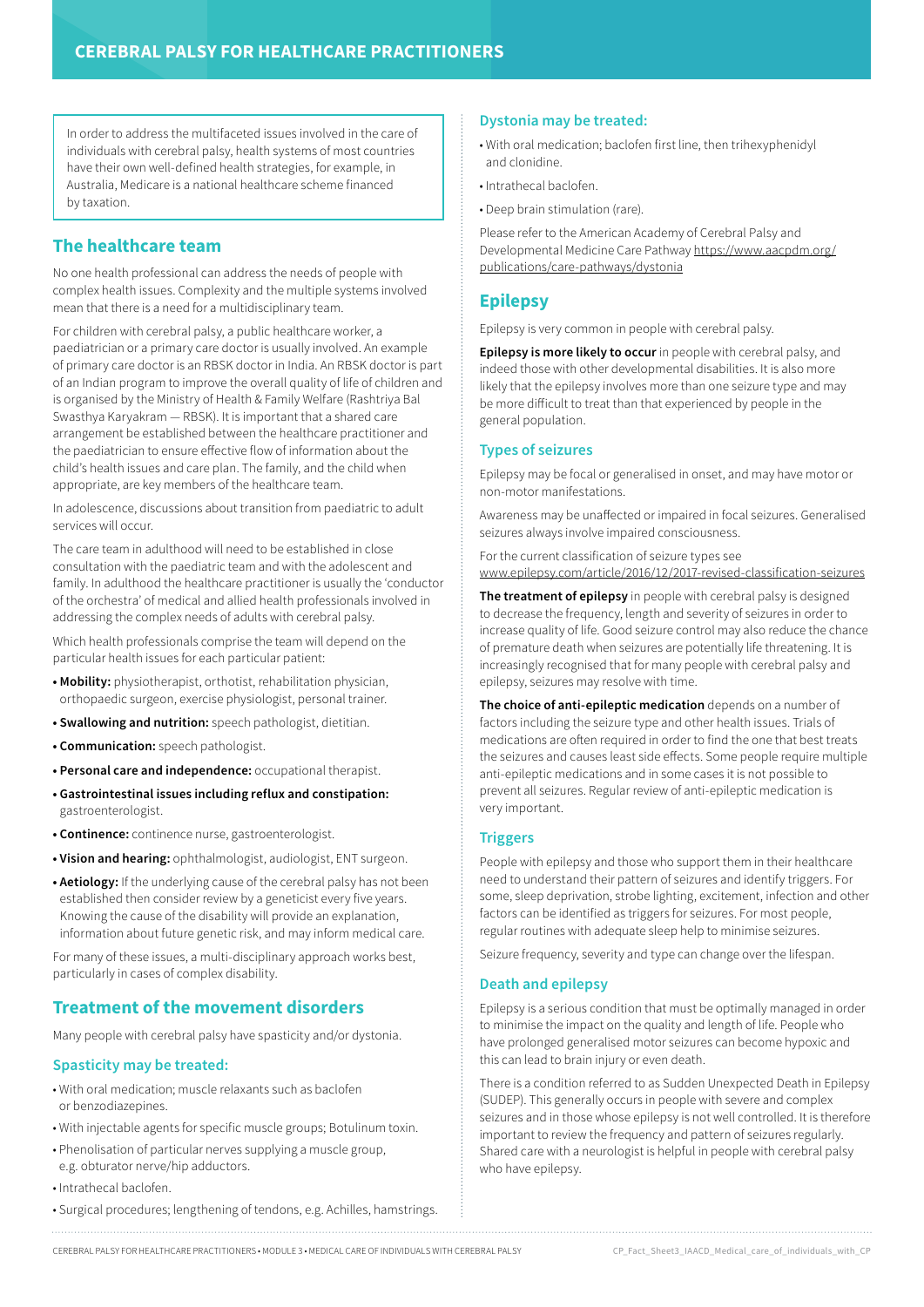In order to address the multifaceted issues involved in the care of individuals with cerebral palsy, health systems of most countries have their own well-defined health strategies, for example, in Australia, Medicare is a national healthcare scheme financed by taxation.

## The healthcare team

No one health professional can address the needs of people with complex health issues. Complexity and the multiple systems involved mean that there is a need for a multidisciplinary team.

For children with cerebral palsy, a public healthcare worker, a paediatrician or a primary care doctor is usually involved. An example of primary care doctor is an RBSK doctor in India. An RBSK doctor is part of an Indian program to improve the overall quality of life of children and is organised by the Ministry of Health & Family Welfare (Rashtriya Bal Swasthya Karyakram — RBSK). It is important that a shared care arrangement be established between the healthcare practitioner and the paediatrician to ensure effective flow of information about the child's health issues and care plan. The family, and the child when appropriate, are key members of the healthcare team.

In adolescence, discussions about transition from paediatric to adult services will occur.

The care team in adulthood will need to be established in close consultation with the paediatric team and with the adolescent and family. In adulthood the healthcare practitioner is usually the 'conductor of the orchestra' of medical and allied health professionals involved in addressing the complex needs of adults with cerebral palsy.

Which health professionals comprise the team will depend on the particular health issues for each particular patient:

- **Mobility:** physiotherapist, orthotist, rehabilitation physician, orthopaedic surgeon, exercise physiologist, personal trainer.
- **Swallowing and nutrition:** speech pathologist, dietitian.
- **Communication:** speech pathologist.
- **Personal care and independence:** occupational therapist.
- **Gastrointestinal issues including reflux and constipation:** gastroenterologist.
- **Continence:** continence nurse, gastroenterologist.
- **Vision and hearing:** ophthalmologist, audiologist, ENT surgeon.
- **Aetiology:** If the underlying cause of the cerebral palsy has not been established then consider review by a geneticist every five years. Knowing the cause of the disability will provide an explanation, information about future genetic risk, and may inform medical care.

For many of these issues, a multi-disciplinary approach works best, particularly in cases of complex disability.

## Treatment of the movement disorders

Many people with cerebral palsy have spasticity and/or dystonia.

### Spasticity may be treated:

- With oral medication; muscle relaxants such as baclofen or benzodiazepines.
- With injectable agents for specific muscle groups; Botulinum toxin.
- Phenolisation of particular nerves supplying a muscle group, e.g. obturator nerve/hip adductors.
- Intrathecal baclofen.
- Surgical procedures; lengthening of tendons, e.g. Achilles, hamstrings.

### Dystonia may be treated:

- With oral medication; baclofen first line, then trihexyphenidyl and clonidine.
- Intrathecal baclofen.
- Deep brain stimulation (rare).

Please refer to the American Academy of Cerebral Palsy and Developmental Medicine Care Pathway https://www.aacpdm.org/publications/care-pathways/dystonia

## Epilepsy

Epilepsy is very common in people with cerebral palsy.

**Epilepsy is more likely to occur** in people with cerebral palsy, and indeed those with other developmental disabilities. It is also more likely that the epilepsy involves more than one seizure type and may be more difficult to treat than that experienced by people in the general population.

### Types of seizures

Epilepsy may be focal or generalised in onset, and may have motor or non-motor manifestations.

Awareness may be unaffected or impaired in focal seizures. Generalised seizures always involve impaired consciousness.

For the current classification of seizure types see www.epilepsy.com/article/2016/12/2017-revised-classification-seizures

**The treatment of epilepsy** in people with cerebral palsy is designed to decrease the frequency, length and severity of seizures in order to increase quality of life. Good seizure control may also reduce the chance of premature death when seizures are potentially life threatening. It is increasingly recognised that for many people with cerebral palsy and epilepsy, seizures may resolve with time.

**The choice of anti-epileptic medication** depends on a number of factors including the seizure type and other health issues. Trials of medications are often required in order to find the one that best treats the seizures and causes least side effects. Some people require multiple anti-epileptic medications and in some cases it is not possible to prevent all seizures. Regular review of anti-epileptic medication is very important.

### Triggers

People with epilepsy and those who support them in their healthcare need to understand their pattern of seizures and identify triggers. For some, sleep deprivation, strobe lighting, excitement, infection and other factors can be identified as triggers for seizures. For most people, regular routines with adequate sleep help to minimise seizures.

Seizure frequency, severity and type can change over the lifespan.

### Death and epilepsy

Epilepsy is a serious condition that must be optimally managed in order to minimise the impact on the quality and length of life. People who have prolonged generalised motor seizures can become hypoxic and this can lead to brain injury or even death.

There is a condition referred to as Sudden Unexpected Death in Epilepsy (SUDEP). This generally occurs in people with severe and complex seizures and in those whose epilepsy is not well controlled. It is therefore important to review the frequency and pattern of seizures regularly. Shared care with a neurologist is helpful in people with cerebral palsy who have epilepsy.